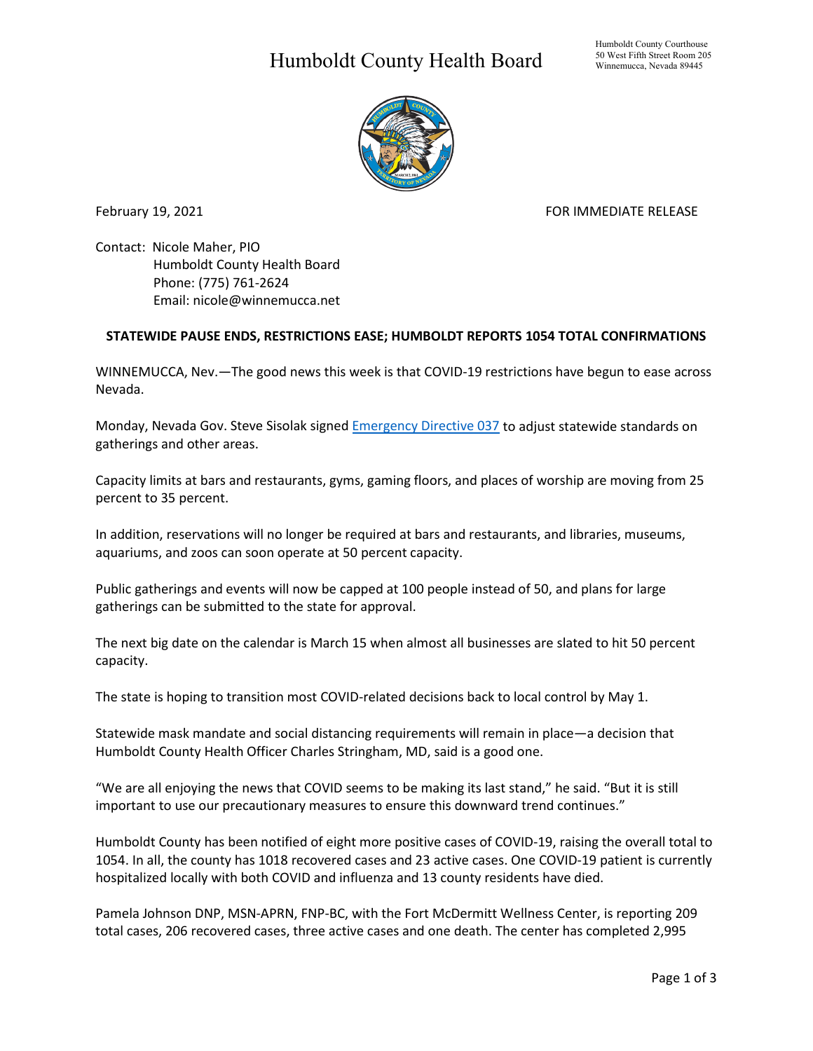# Humboldt County Health Board

Humboldt County Courthouse
50 West Fifth Street Room 205
Winnemucca, Nevada 89445

February 19, 2021 FOR IMMEDIATE RELEASE

Contact: Nicole Maher, PIO
Humboldt County Health Board
Phone: (775) 761-2624
Email: nicole@winnemucca.net

**STATEWIDE PAUSE ENDS, RESTRICTIONS EASE; HUMBOLDT REPORTS 1054 TOTAL CONFIRMATIONS**

WINNEMUCCA, Nev.—The good news this week is that COVID-19 restrictions have begun to ease across Nevada.

Monday, Nevada Gov. Steve Sisolak signed Emergency Directive 037 to adjust statewide standards on gatherings and other areas.

Capacity limits at bars and restaurants, gyms, gaming floors, and places of worship are moving from 25 percent to 35 percent.

In addition, reservations will no longer be required at bars and restaurants, and libraries, museums, aquariums, and zoos can soon operate at 50 percent capacity.

Public gatherings and events will now be capped at 100 people instead of 50, and plans for large gatherings can be submitted to the state for approval.

The next big date on the calendar is March 15 when almost all businesses are slated to hit 50 percent capacity.

The state is hoping to transition most COVID-related decisions back to local control by May 1.

Statewide mask mandate and social distancing requirements will remain in place—a decision that Humboldt County Health Officer Charles Stringham, MD, said is a good one.

"We are all enjoying the news that COVID seems to be making its last stand," he said. "But it is still important to use our precautionary measures to ensure this downward trend continues."

Humboldt County has been notified of eight more positive cases of COVID-19, raising the overall total to 1054. In all, the county has 1018 recovered cases and 23 active cases. One COVID-19 patient is currently hospitalized locally with both COVID and influenza and 13 county residents have died.

Pamela Johnson DNP, MSN-APRN, FNP-BC, with the Fort McDermitt Wellness Center, is reporting 209 total cases, 206 recovered cases, three active cases and one death. The center has completed 2,995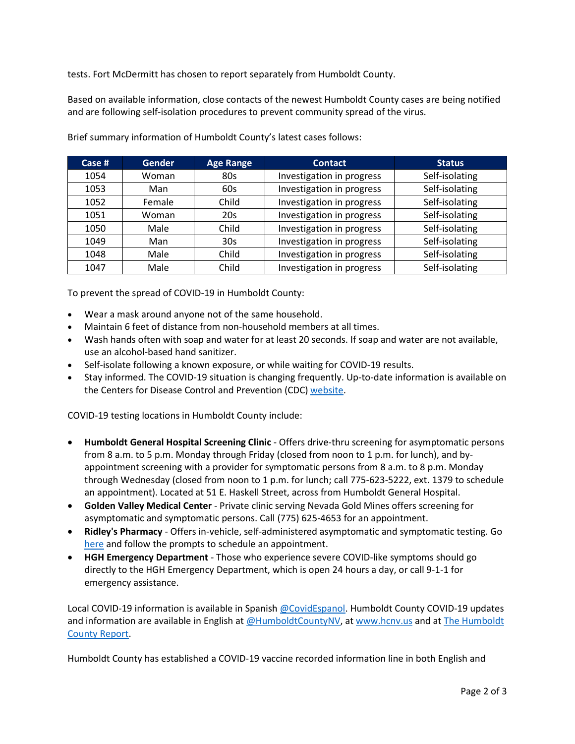tests. Fort McDermitt has chosen to report separately from Humboldt County.

Based on available information, close contacts of the newest Humboldt County cases are being notified and are following self-isolation procedures to prevent community spread of the virus.

Brief summary information of Humboldt County's latest cases follows:

| Case # | Gender | Age Range | Contact | Status |
|---|---|---|---|---|
| 1054 | Woman | 80s | Investigation in progress | Self-isolating |
| 1053 | Man | 60s | Investigation in progress | Self-isolating |
| 1052 | Female | Child | Investigation in progress | Self-isolating |
| 1051 | Woman | 20s | Investigation in progress | Self-isolating |
| 1050 | Male | Child | Investigation in progress | Self-isolating |
| 1049 | Man | 30s | Investigation in progress | Self-isolating |
| 1048 | Male | Child | Investigation in progress | Self-isolating |
| 1047 | Male | Child | Investigation in progress | Self-isolating |

To prevent the spread of COVID-19 in Humboldt County:

- Wear a mask around anyone not of the same household.
- Maintain 6 feet of distance from non-household members at all times.
- Wash hands often with soap and water for at least 20 seconds. If soap and water are not available, use an alcohol-based hand sanitizer.
- Self-isolate following a known exposure, or while waiting for COVID-19 results.
- Stay informed. The COVID-19 situation is changing frequently. Up-to-date information is available on the Centers for Disease Control and Prevention (CDC) website.

COVID-19 testing locations in Humboldt County include:

- **Humboldt General Hospital Screening Clinic** - Offers drive-thru screening for asymptomatic persons from 8 a.m. to 5 p.m. Monday through Friday (closed from noon to 1 p.m. for lunch), and by-appointment screening with a provider for symptomatic persons from 8 a.m. to 8 p.m. Monday through Wednesday (closed from noon to 1 p.m. for lunch; call 775-623-5222, ext. 1379 to schedule an appointment). Located at 51 E. Haskell Street, across from Humboldt General Hospital.
- **Golden Valley Medical Center** - Private clinic serving Nevada Gold Mines offers screening for asymptomatic and symptomatic persons. Call (775) 625-4653 for an appointment.
- **Ridley's Pharmacy** - Offers in-vehicle, self-administered asymptomatic and symptomatic testing. Go here and follow the prompts to schedule an appointment.
- **HGH Emergency Department** - Those who experience severe COVID-like symptoms should go directly to the HGH Emergency Department, which is open 24 hours a day, or call 9-1-1 for emergency assistance.

Local COVID-19 information is available in Spanish @CovidEspanol. Humboldt County COVID-19 updates and information are available in English at @HumboldtCountyNV, at www.hcnv.us and at The Humboldt County Report.

Humboldt County has established a COVID-19 vaccine recorded information line in both English and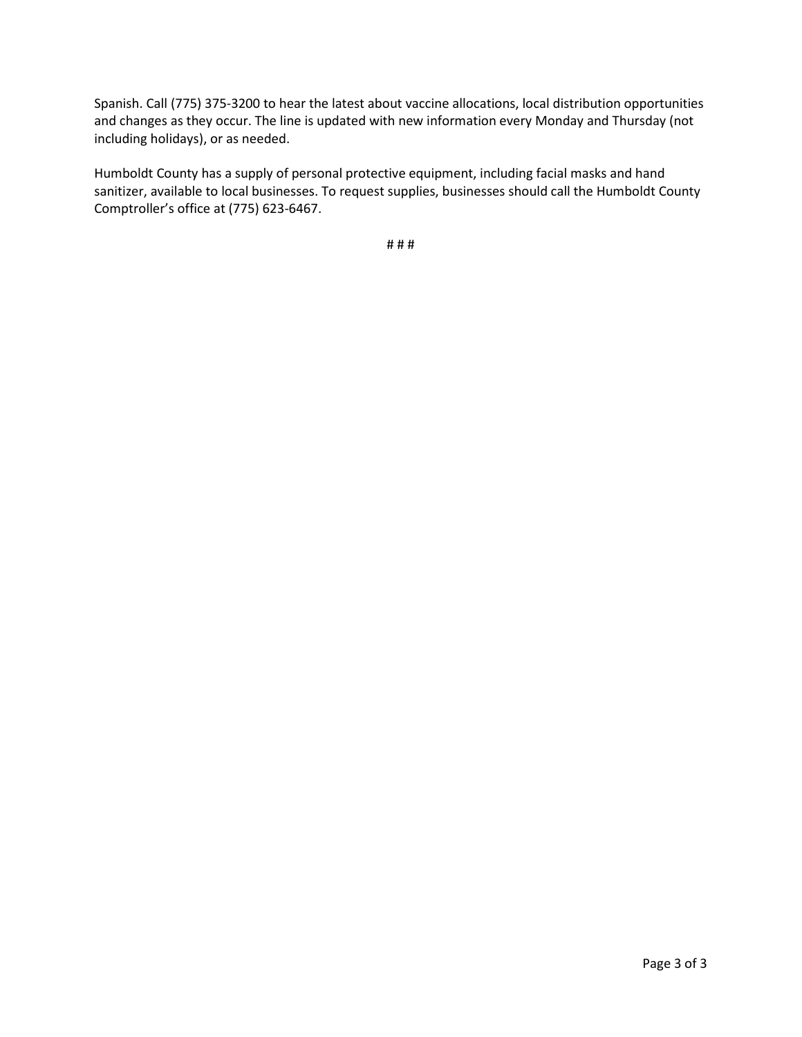Spanish. Call (775) 375-3200 to hear the latest about vaccine allocations, local distribution opportunities and changes as they occur. The line is updated with new information every Monday and Thursday (not including holidays), or as needed.

Humboldt County has a supply of personal protective equipment, including facial masks and hand sanitizer, available to local businesses. To request supplies, businesses should call the Humboldt County Comptroller's office at (775) 623-6467.

# # #